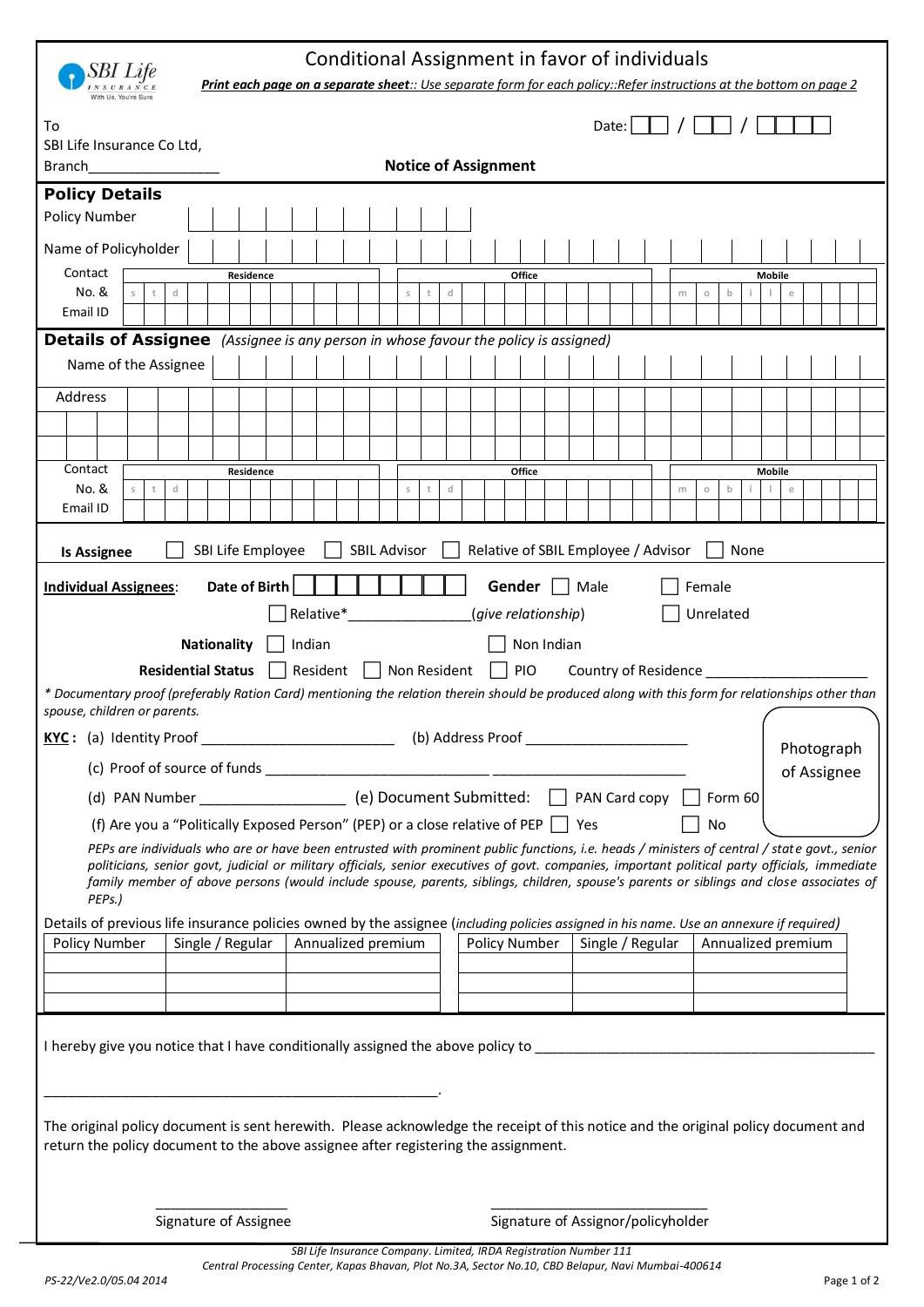SBI Life INSURANCE With Us, You're Sure

# Conditional Assignment in favor of individuals

***Print each page on a separate sheet**:: Use separate form for each policy::Refer instructions at the bottom on page 2*

To
SBI Life Insurance Co Ltd,
Branch________________

Date: __ / __ / ____

**Notice of Assignment**

## Policy Details

Policy Number

Name of Policyholder

| Contact No. & Email ID | Residence | Office | Mobile |
| --- | --- | --- | --- |
| | std | std | mobile |

## Details of Assignee *(Assignee is any person in whose favour the policy is assigned)*

Name of the Assignee

Address

| Contact No. & Email ID | Residence | Office | Mobile |
| --- | --- | --- | --- |
| | std | std | mobile |

**Is Assignee** ☐ SBI Life Employee ☐ SBIL Advisor ☐ Relative of SBIL Employee / Advisor ☐ None

**Individual Assignees**: **Date of Birth** ☐☐☐☐☐☐☐☐ **Gender** ☐ Male ☐ Female

☐ Relative*_______________*(give relationship)* ☐ Unrelated

**Nationality** ☐ Indian ☐ Non Indian

**Residential Status** ☐ Resident ☐ Non Resident ☐ PIO Country of Residence ____________________

*\* Documentary proof (preferably Ration Card) mentioning the relation therein should be produced along with this form for relationships other than spouse, children or parents.*

**KYC:** (a) Identity Proof _______________________ (b) Address Proof ____________________

(c) Proof of source of funds _________________________ _________________________

(d) PAN Number __________________ (e) Document Submitted: ☐ PAN Card copy ☐ Form 60

(f) Are you a "Politically Exposed Person" (PEP) or a close relative of PEP ☐ Yes ☐ No

Photograph of Assignee

*PEPs are individuals who are or have been entrusted with prominent public functions, i.e. heads / ministers of central / state govt., senior politicians, senior govt, judicial or military officials, senior executives of govt. companies, important political party officials, immediate family member of above persons (would include spouse, parents, siblings, children, spouse's parents or siblings and close associates of PEPs.)*

Details of previous life insurance policies owned by the assignee (*including policies assigned in his name. Use an annexure if required)*

| Policy Number | Single / Regular | Annualized premium | Policy Number | Single / Regular | Annualized premium |
| --- | --- | --- | --- | --- | --- |
| | | | | | |
| | | | | | |
| | | | | | |

I hereby give you notice that I have conditionally assigned the above policy to ______________________________________________

__________________________________________________.

The original policy document is sent herewith. Please acknowledge the receipt of this notice and the original policy document and return the policy document to the above assignee after registering the assignment.

Signature of Assignee

Signature of Assignor/policyholder

*SBI Life Insurance Company. Limited, IRDA Registration Number 111*
*Central Processing Center, Kapas Bhavan, Plot No.3A, Sector No.10, CBD Belapur, Navi Mumbai-400614*

*PS-22/Ve2.0/05.04 2014*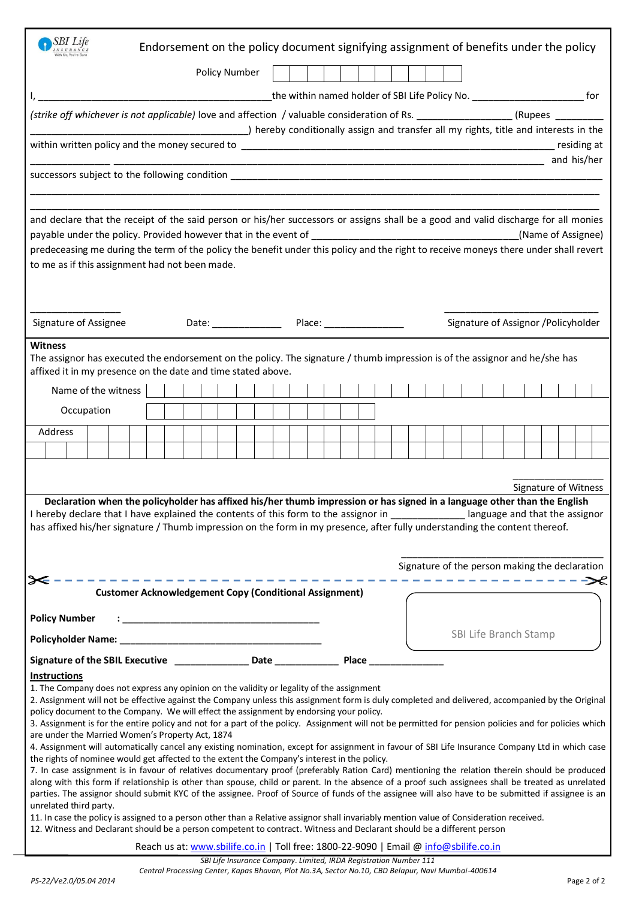SBI Life

## Endorsement on the policy document signifying assignment of benefits under the policy

Policy Number | | | | | | | | | | | |

I, ________________________________________the within named holder of SBI Life Policy No. ____________________ for

*(strike off whichever is not applicable)* love and affection / valuable consideration of Rs. _________________ (Rupees _________ ________________________________________) hereby conditionally assign and transfer all my rights, title and interests in the within written policy and the money secured to ___________________________________________________________ residing at ______________ ___________________________________________________________________________ and his/her successors subject to the following condition ________________________________________________________________________

___________________________________________________________________________________________________________

___________________________________________________________________________________________________________

and declare that the receipt of the said person or his/her successors or assigns shall be a good and valid discharge for all monies payable under the policy. Provided however that in the event of ___________________________________(Name of Assignee) predeceasing me during the term of the policy the benefit under this policy and the right to receive moneys there under shall revert to me as if this assignment had not been made.

_________________ Signature of Assignee     Date: _____________     Place: _______________     _____________________________ Signature of Assignor /Policyholder

**Witness**

The assignor has executed the endorsement on the policy. The signature / thumb impression is of the assignor and he/she has affixed it in my presence on the date and time stated above.

Name of the witness

Occupation

Address

_________________ Signature of Witness

**Declaration when the policyholder has affixed his/her thumb impression or has signed in a language other than the English**

I hereby declare that I have explained the contents of this form to the assignor in _____________ language and that the assignor has affixed his/her signature / Thumb impression on the form in my presence, after fully understanding the content thereof.

_______________________________________ Signature of the person making the declaration

---

**Customer Acknowledgement Copy (Conditional Assignment)**

**Policy Number** : ____________________________________

**Policyholder Name:** ______________________________________

SBI Life Branch Stamp

**Signature of the SBIL Executive** ______________ **Date** ____________ **Place** ______________

**Instructions**

1. The Company does not express any opinion on the validity or legality of the assignment
2. Assignment will not be effective against the Company unless this assignment form is duly completed and delivered, accompanied by the Original policy document to the Company. We will effect the assignment by endorsing your policy.
3. Assignment is for the entire policy and not for a part of the policy. Assignment will not be permitted for pension policies and for policies which are under the Married Women's Property Act, 1874
4. Assignment will automatically cancel any existing nomination, except for assignment in favour of SBI Life Insurance Company Ltd in which case the rights of nominee would get affected to the extent the Company's interest in the policy.
7. In case assignment is in favour of relatives documentary proof (preferably Ration Card) mentioning the relation therein should be produced along with this form if relationship is other than spouse, child or parent. In the absence of a proof such assignees shall be treated as unrelated parties. The assignor should submit KYC of the assignee. Proof of Source of funds of the assignee will also have to be submitted if assignee is an unrelated third party.
11. In case the policy is assigned to a person other than a Relative assignor shall invariably mention value of Consideration received.
12. Witness and Declarant should be a person competent to contract. Witness and Declarant should be a different person

Reach us at: www.sbilife.co.in | Toll free: 1800-22-9090 | Email @ info@sbilife.co.in

*SBI Life Insurance Company. Limited, IRDA Registration Number 111*

*Central Processing Center, Kapas Bhavan, Plot No.3A, Sector No.10, CBD Belapur, Navi Mumbai-400614*

*PS-22/Ve2.0/05.04 2014*